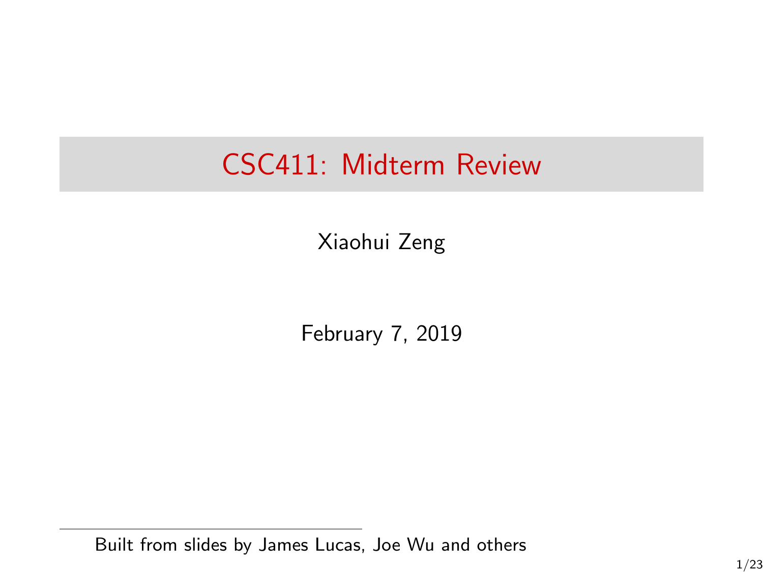# CSC411: Midterm Review

Xiaohui Zeng

February 7, 2019

Built from slides by James Lucas, Joe Wu and others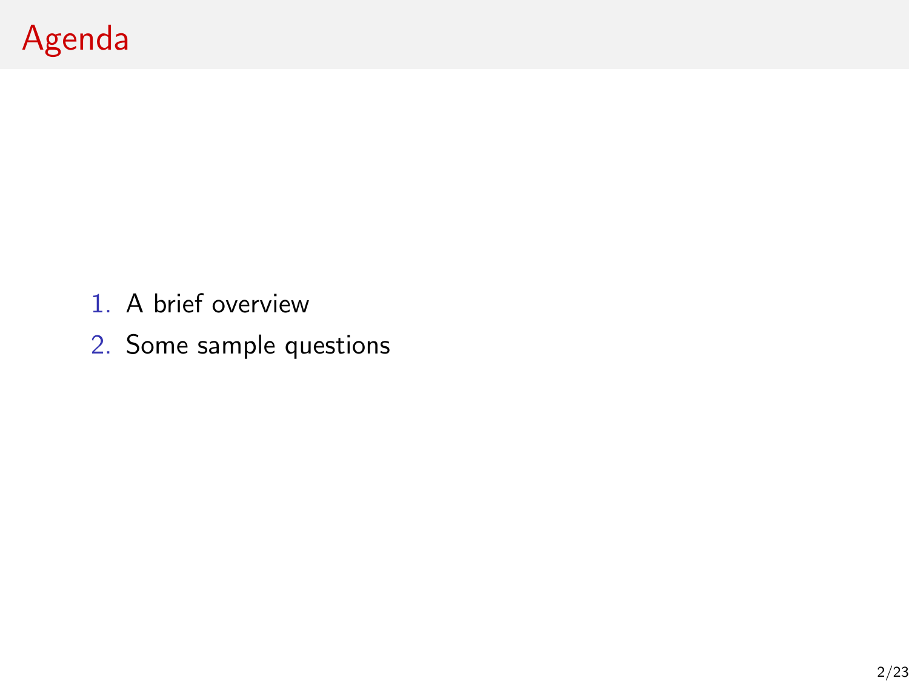# Agenda

1. A brief overview
2. Some sample questions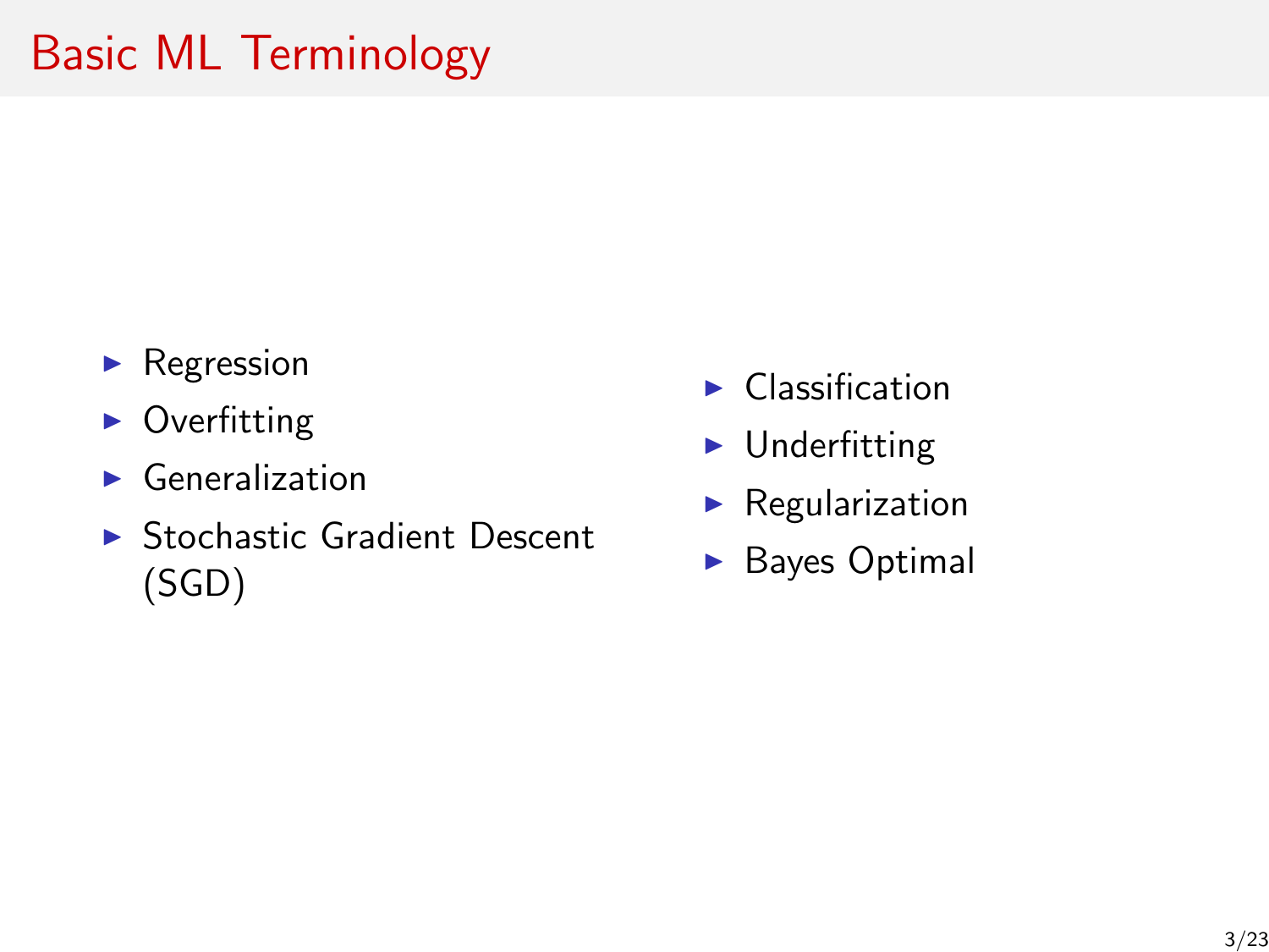# Basic ML Terminology

- Regression
- Overfitting
- Generalization
- Stochastic Gradient Descent (SGD)
- Classification
- Underfitting
- Regularization
- Bayes Optimal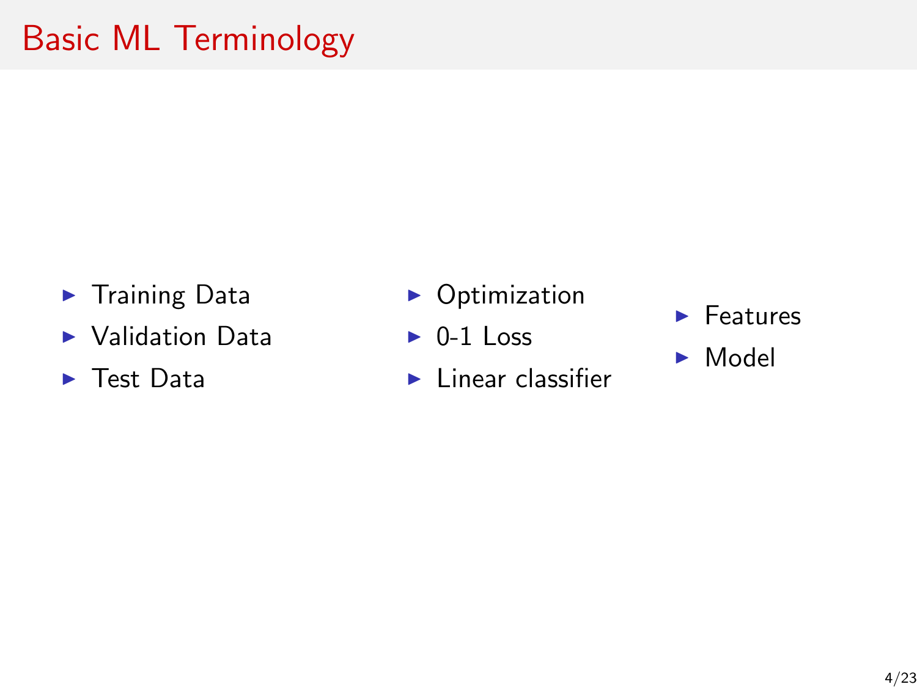# Basic ML Terminology

- Training Data
- Validation Data
- Test Data

- Optimization
- 0-1 Loss
- Linear classifier

- Features
- Model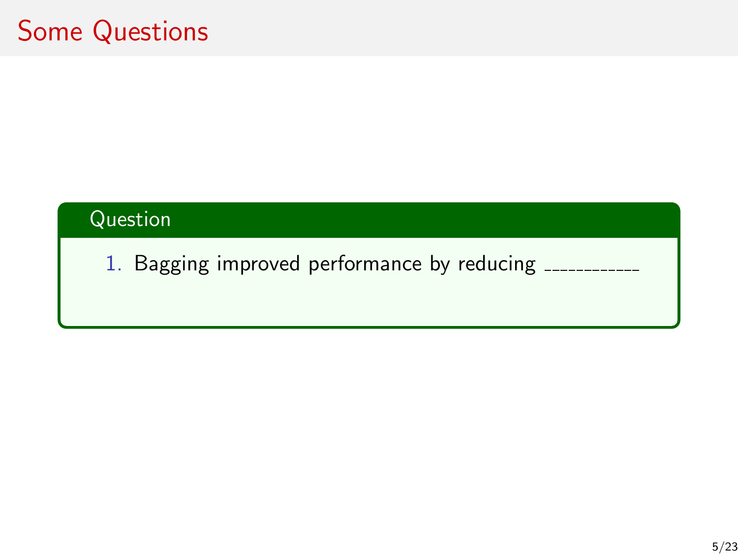# Some Questions

**Question**

1. Bagging improved performance by reducing ___________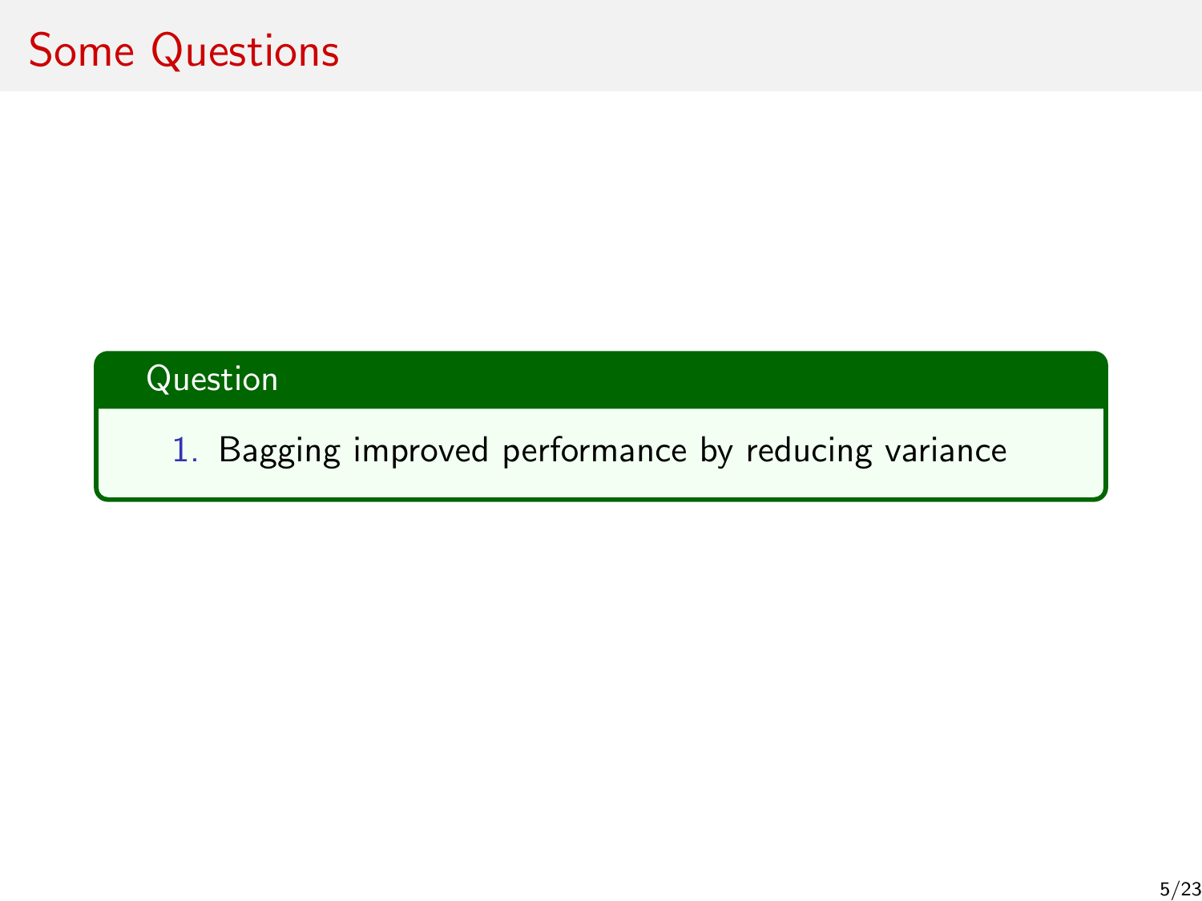# Some Questions

**Question**

1. Bagging improved performance by reducing variance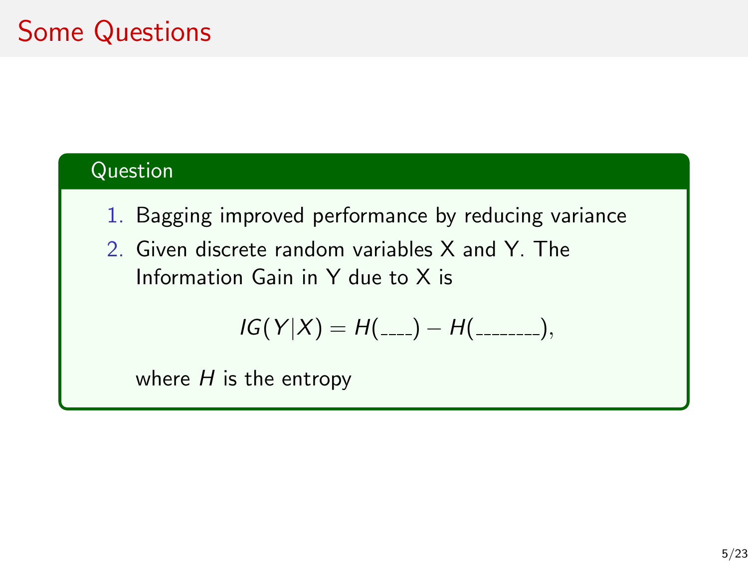# Some Questions

**Question**

1. Bagging improved performance by reducing variance
2. Given discrete random variables X and Y. The Information Gain in Y due to X is

$$IG(Y|X) = H(\_\_\_\_) - H(\_\_\_\_\_\_\_\_),$$

where $H$ is the entropy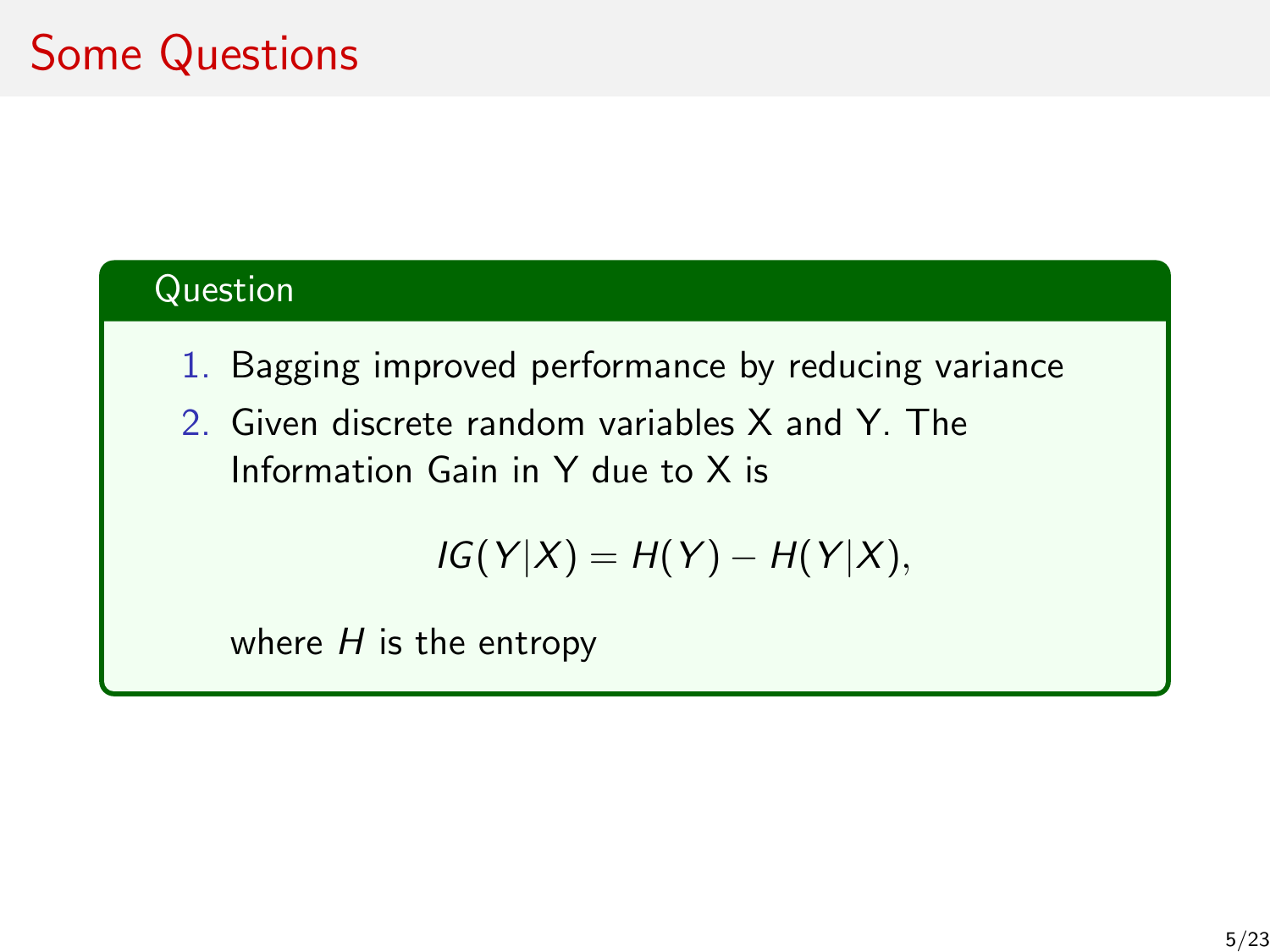# Some Questions

### Question

1. Bagging improved performance by reducing variance
2. Given discrete random variables X and Y. The Information Gain in Y due to X is

$$IG(Y|X) = H(Y) - H(Y|X),$$

   where $H$ is the entropy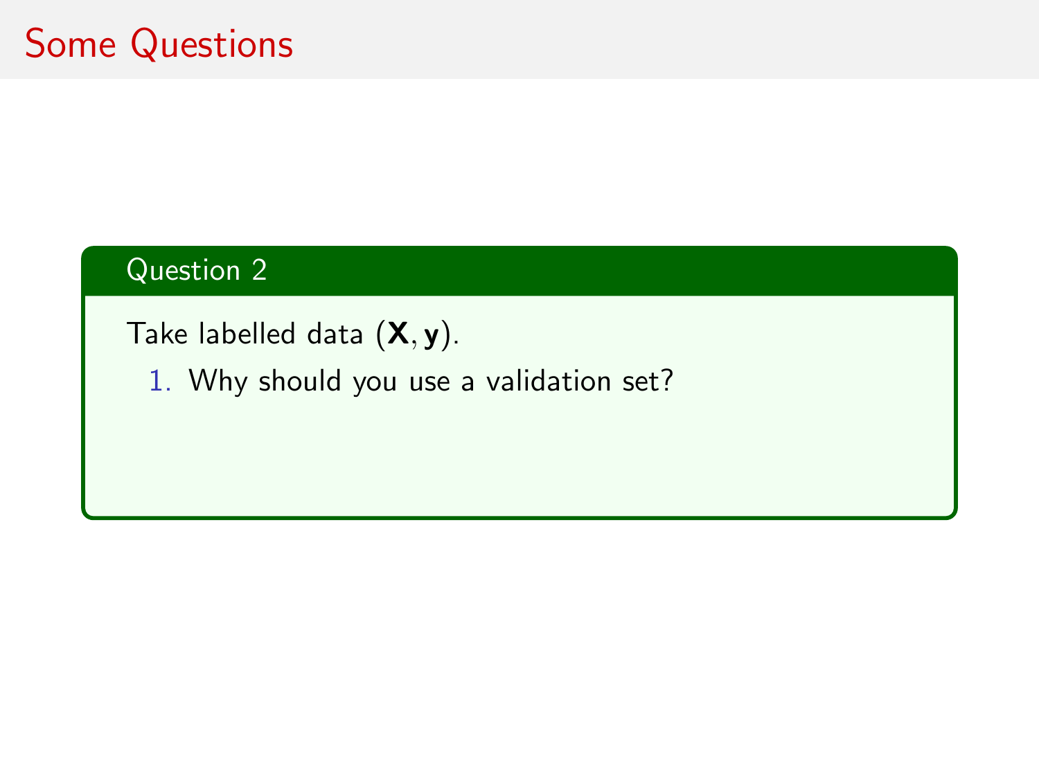# Some Questions

### Question 2

Take labelled data $(\mathbf{X}, \mathbf{y})$.

1. Why should you use a validation set?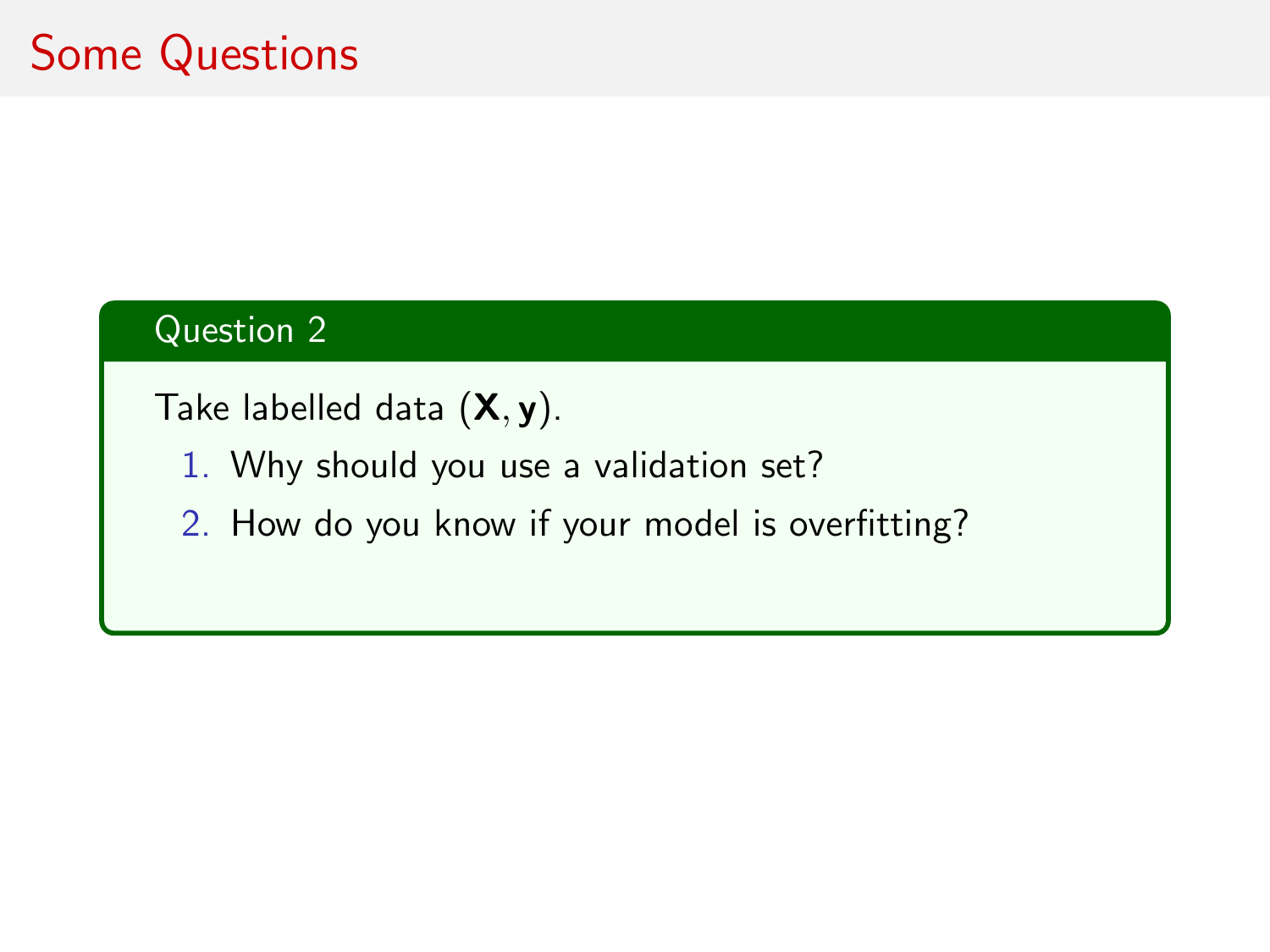# Some Questions

**Question 2**

Take labelled data $(\mathbf{X}, \mathbf{y})$.

1. Why should you use a validation set?
2. How do you know if your model is overfitting?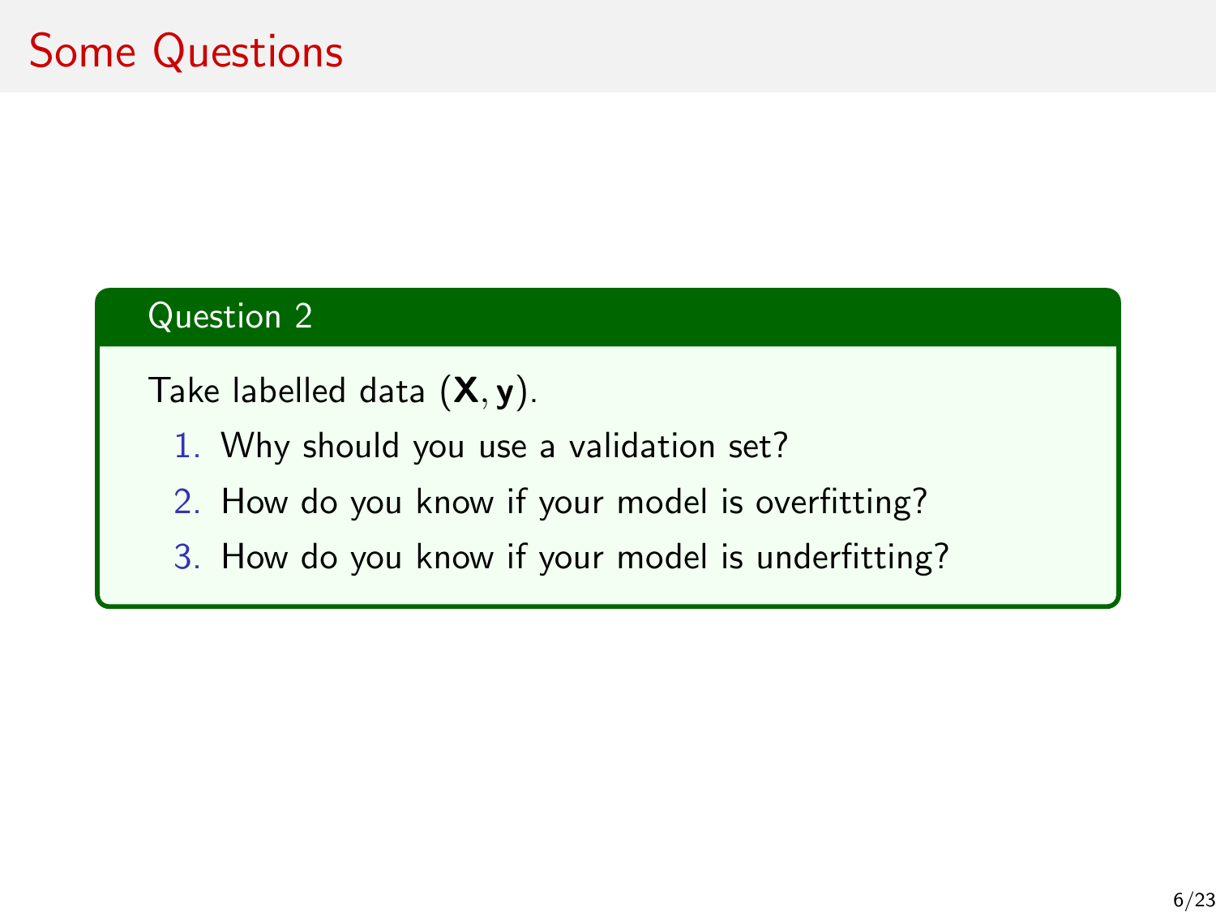# Some Questions

**Question 2**

Take labelled data $(\mathbf{X}, \mathbf{y})$.

1. Why should you use a validation set?
2. How do you know if your model is overfitting?
3. How do you know if your model is underfitting?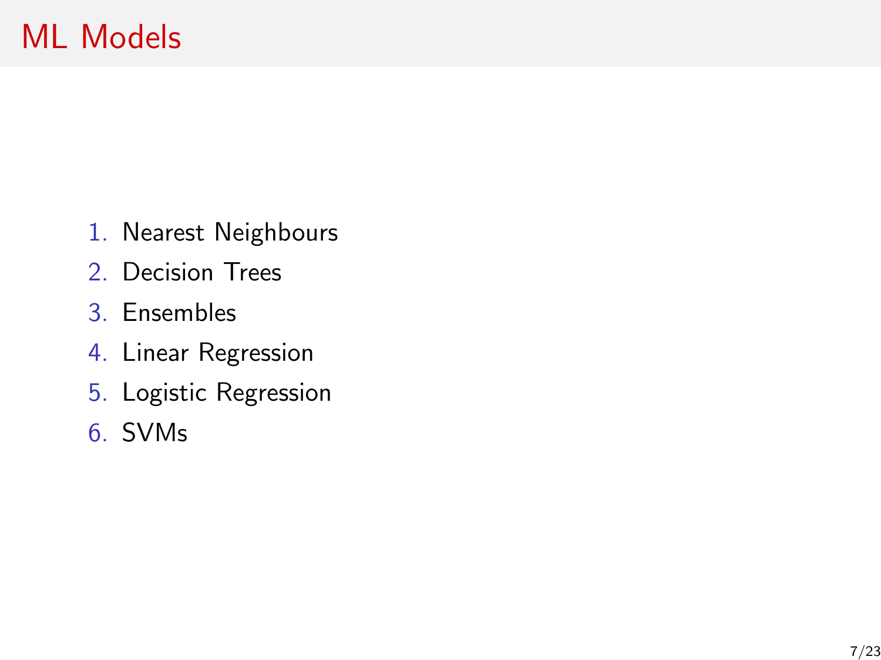# ML Models

1. Nearest Neighbours
2. Decision Trees
3. Ensembles
4. Linear Regression
5. Logistic Regression
6. SVMs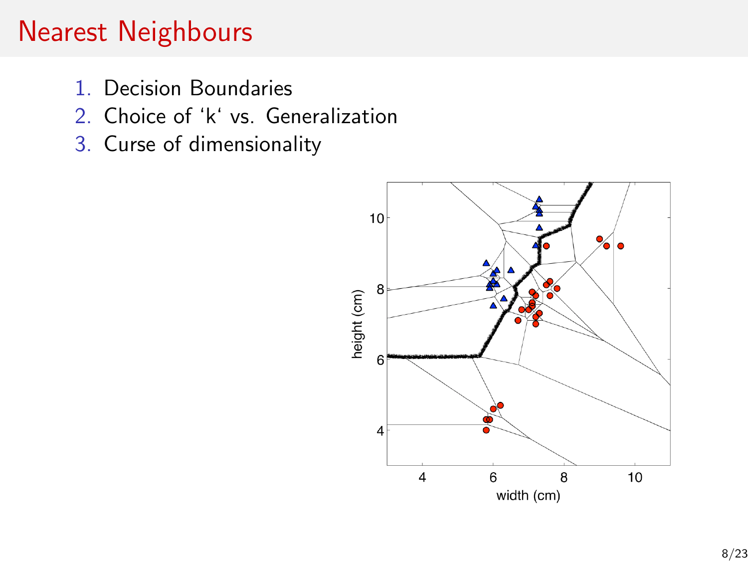# Nearest Neighbours

1. Decision Boundaries
2. Choice of ‘k‘ vs. Generalization
3. Curse of dimensionality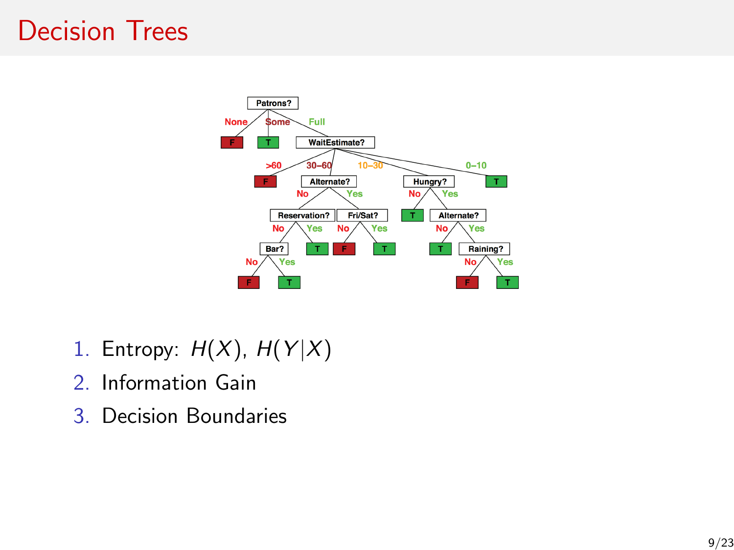# Decision Trees

1. Entropy: $H(X)$, $H(Y|X)$
2. Information Gain
3. Decision Boundaries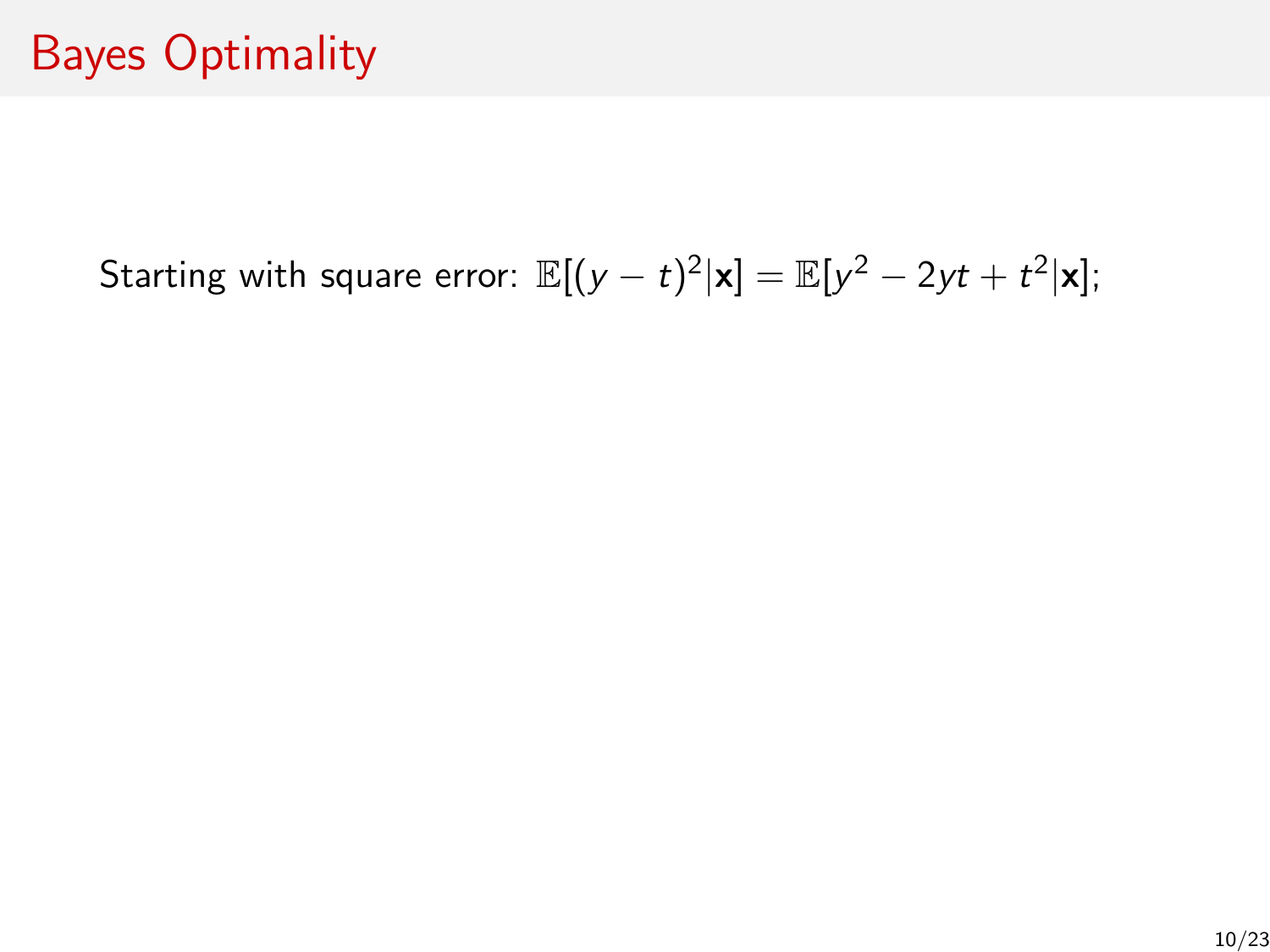# Bayes Optimality

Starting with square error: $\mathbb{E}[(y - t)^2|\mathbf{x}] = \mathbb{E}[y^2 - 2yt + t^2|\mathbf{x}]$;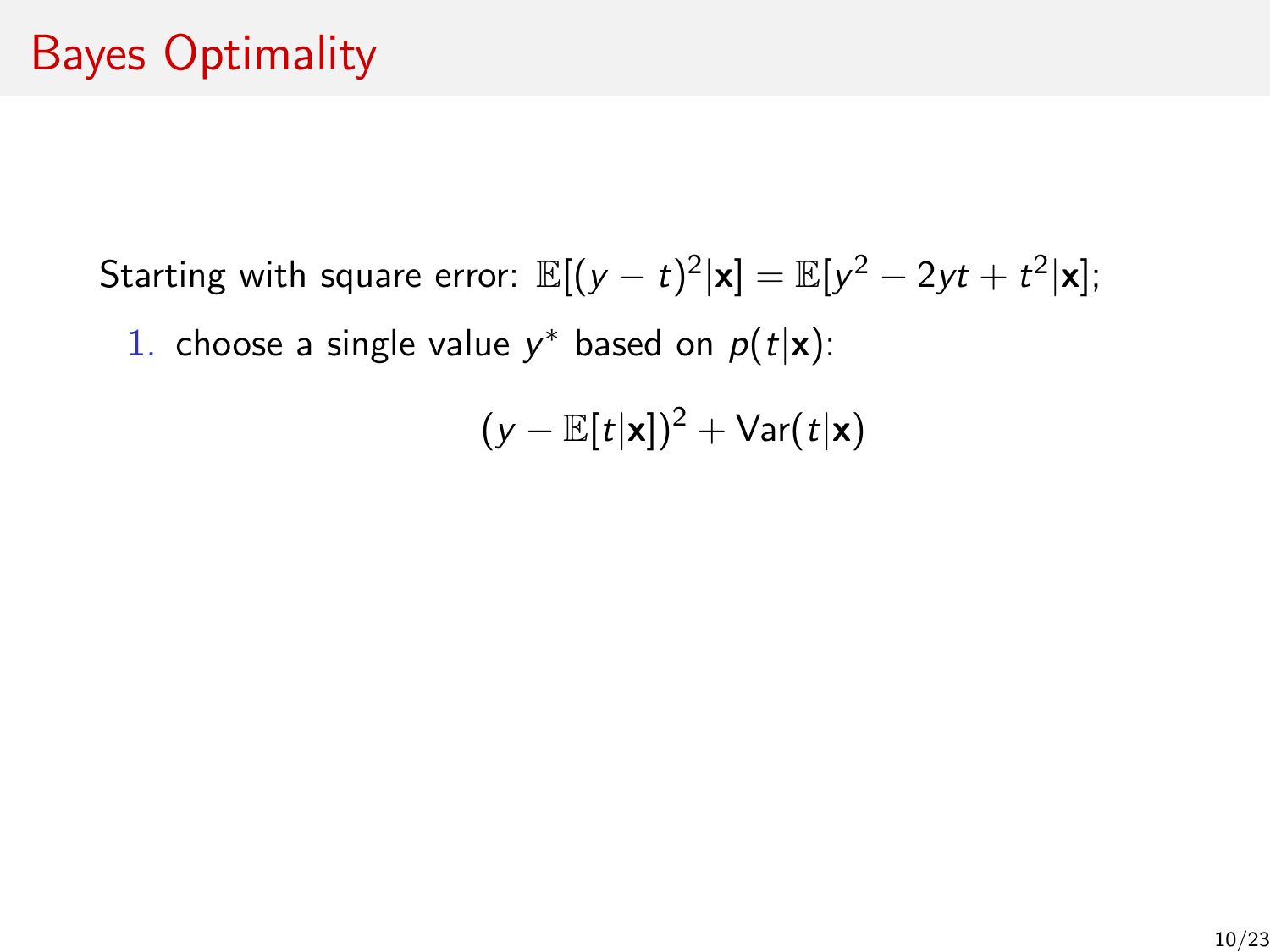# Bayes Optimality

Starting with square error: $\mathbb{E}[(y - t)^2|\mathbf{x}] = \mathbb{E}[y^2 - 2yt + t^2|\mathbf{x}]$;

1. choose a single value $y^*$ based on $p(t|\mathbf{x})$:

$$(y - \mathbb{E}[t|\mathbf{x}])^2 + \mathrm{Var}(t|\mathbf{x})$$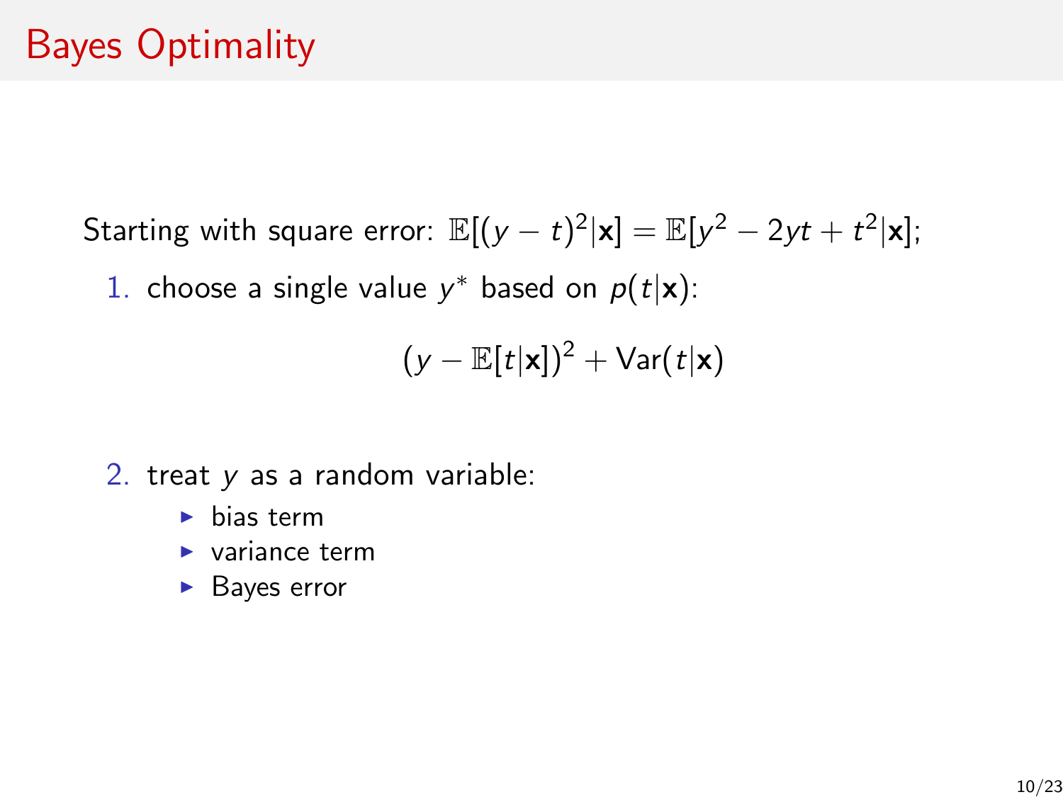# Bayes Optimality

Starting with square error: $\mathbb{E}[(y-t)^2|\mathbf{x}] = \mathbb{E}[y^2 - 2yt + t^2|\mathbf{x}]$;

1. choose a single value $y^*$ based on $p(t|\mathbf{x})$:

$$(y - \mathbb{E}[t|\mathbf{x}])^2 + \text{Var}(t|\mathbf{x})$$

2. treat $y$ as a random variable:
   - bias term
   - variance term
   - Bayes error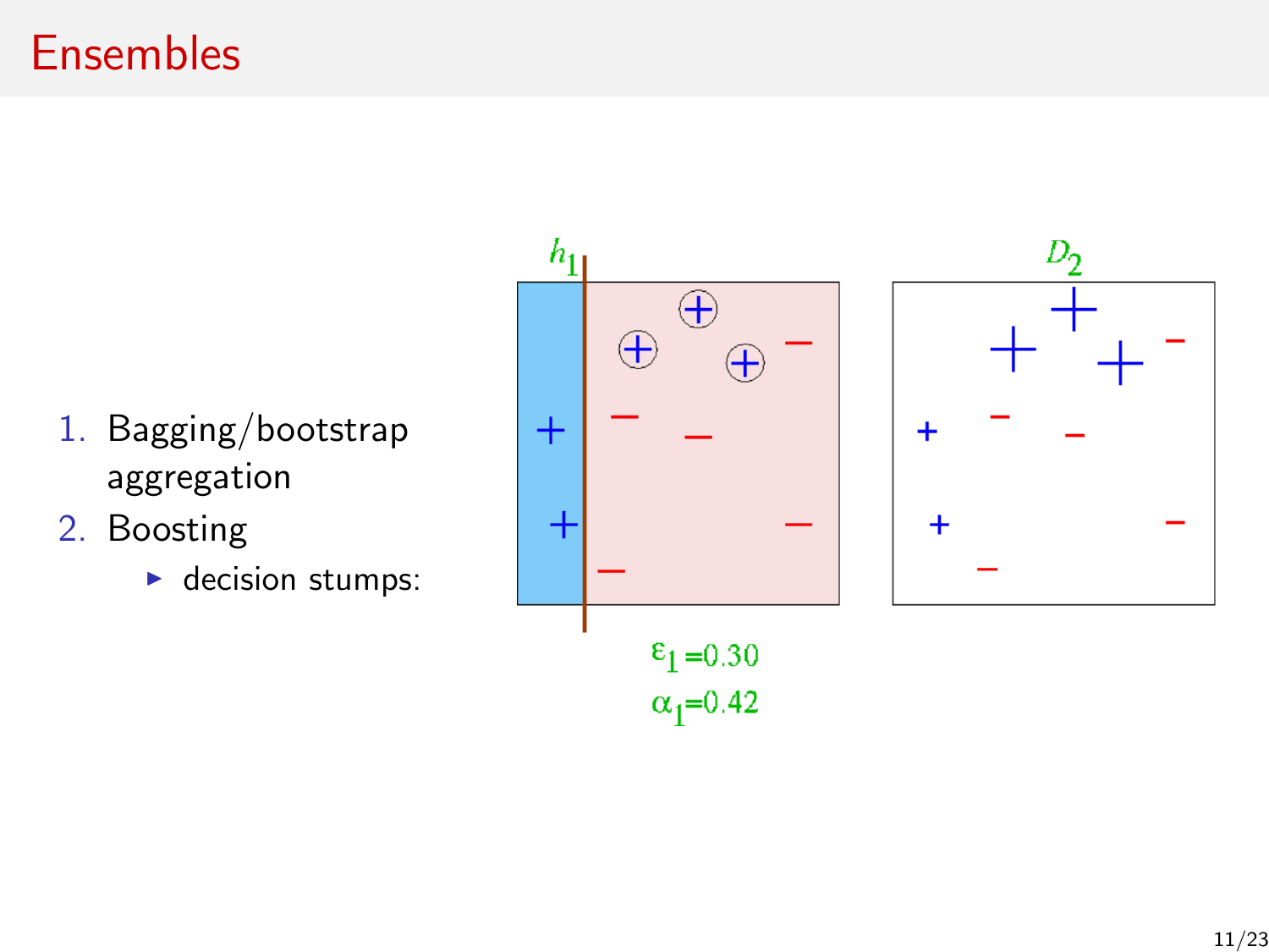# Ensembles

1. Bagging/bootstrap aggregation
2. Boosting
   - decision stumps:

$h_1$

$D_2$

$\varepsilon_1 = 0.30$

$\alpha_1 = 0.42$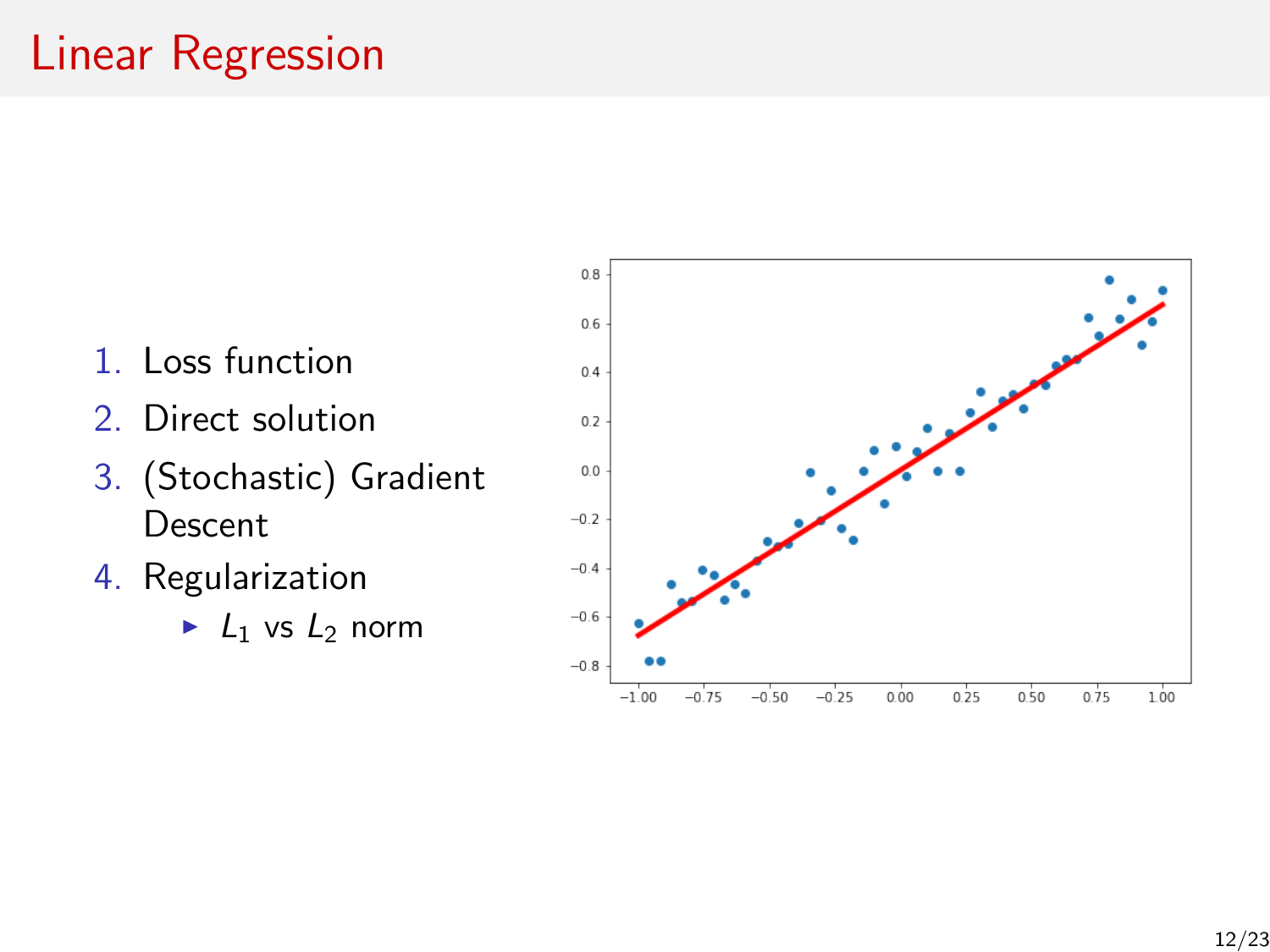# Linear Regression

1. Loss function
2. Direct solution
3. (Stochastic) Gradient Descent
4. Regularization
   - $L_1$ vs $L_2$ norm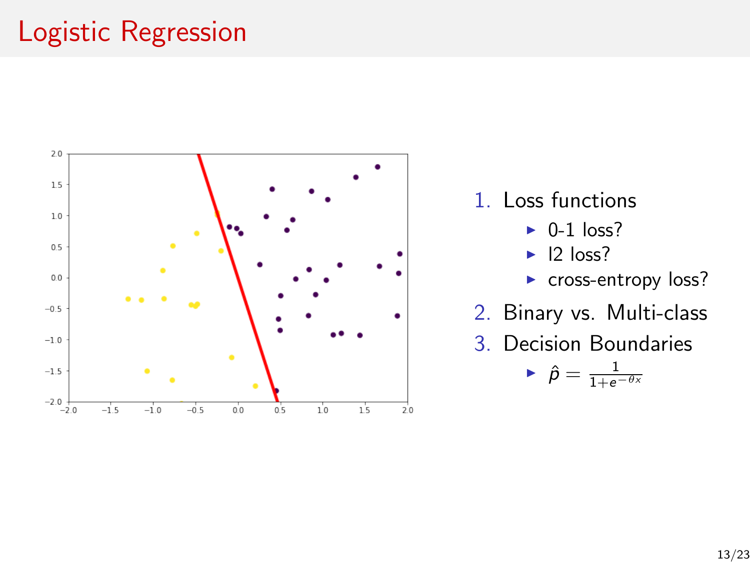# Logistic Regression

1. Loss functions
   - 0-1 loss?
   - l2 loss?
   - cross-entropy loss?
2. Binary vs. Multi-class
3. Decision Boundaries
   - $\hat{p} = \frac{1}{1+e^{-\theta x}}$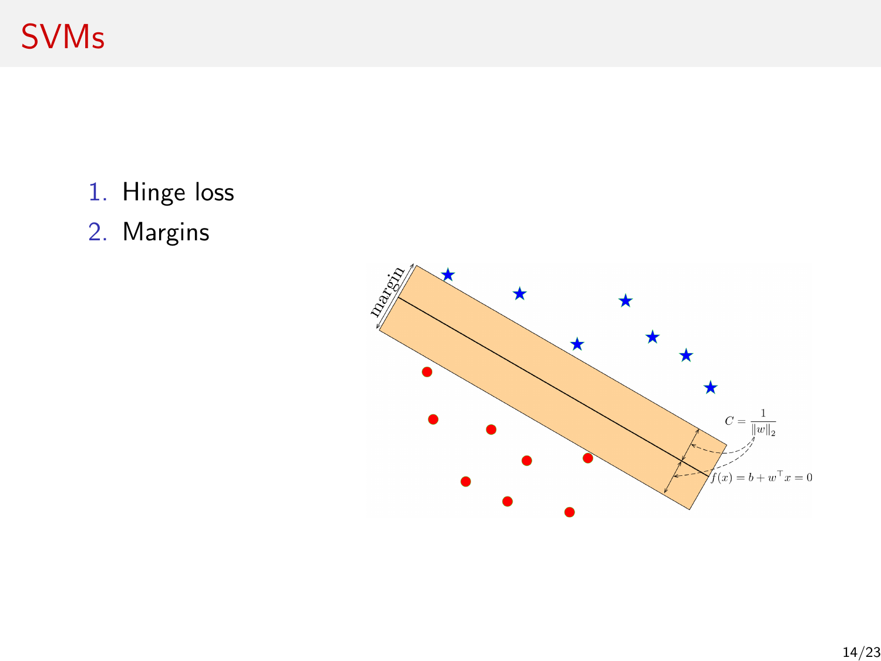# SVMs

1. Hinge loss
2. Margins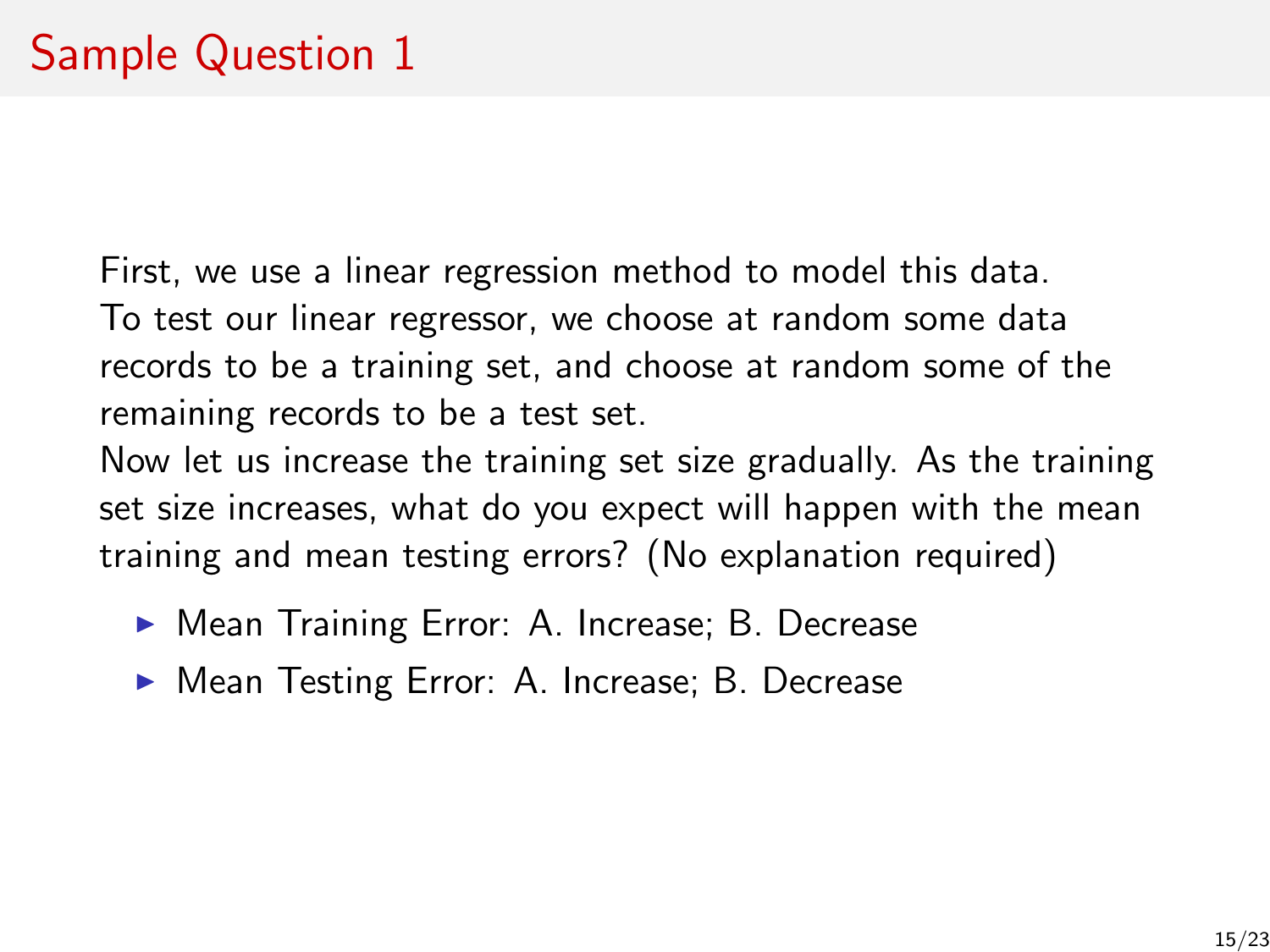# Sample Question 1

First, we use a linear regression method to model this data.
To test our linear regressor, we choose at random some data records to be a training set, and choose at random some of the remaining records to be a test set.
Now let us increase the training set size gradually. As the training set size increases, what do you expect will happen with the mean training and mean testing errors? (No explanation required)

- Mean Training Error: A. Increase; B. Decrease
- Mean Testing Error: A. Increase; B. Decrease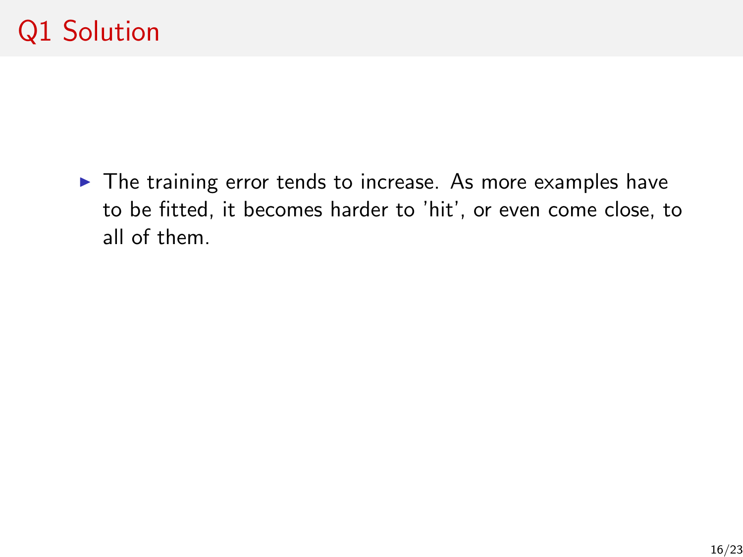# Q1 Solution

- The training error tends to increase. As more examples have to be fitted, it becomes harder to 'hit', or even come close, to all of them.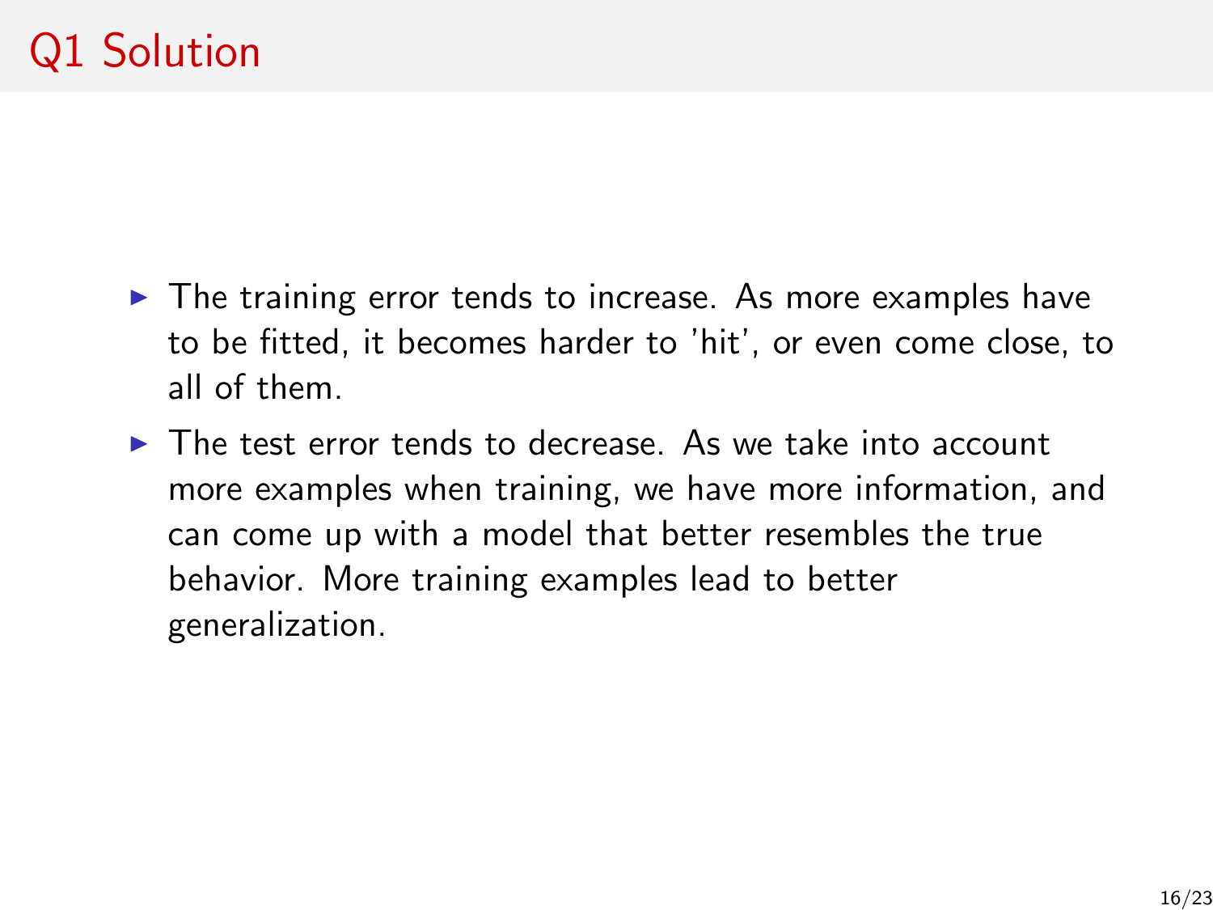# Q1 Solution

- The training error tends to increase. As more examples have to be fitted, it becomes harder to 'hit', or even come close, to all of them.
- The test error tends to decrease. As we take into account more examples when training, we have more information, and can come up with a model that better resembles the true behavior. More training examples lead to better generalization.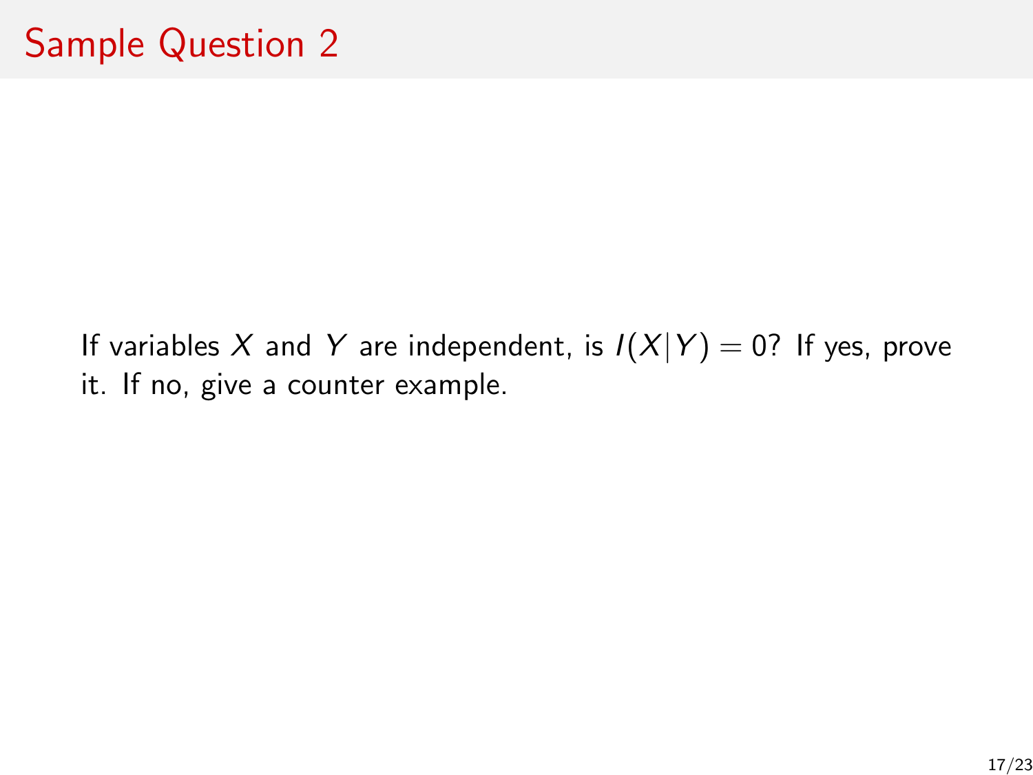# Sample Question 2

If variables $X$ and $Y$ are independent, is $I(X|Y) = 0$? If yes, prove it. If no, give a counter example.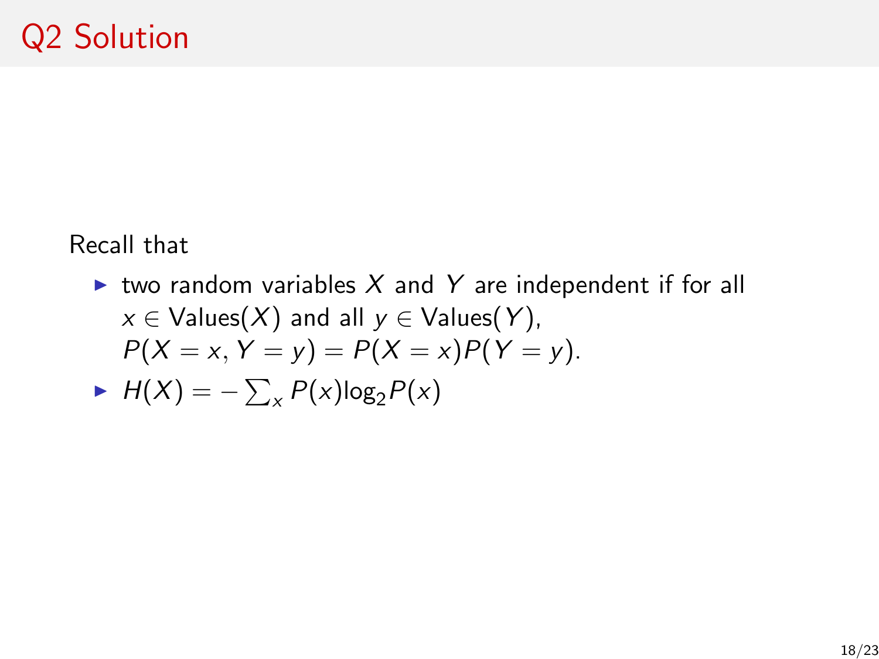# Q2 Solution

Recall that

- two random variables $X$ and $Y$ are independent if for all $x \in \text{Values}(X)$ and all $y \in \text{Values}(Y)$, $P(X = x, Y = y) = P(X = x)P(Y = y)$.
- $H(X) = -\sum_x P(x) \log_2 P(x)$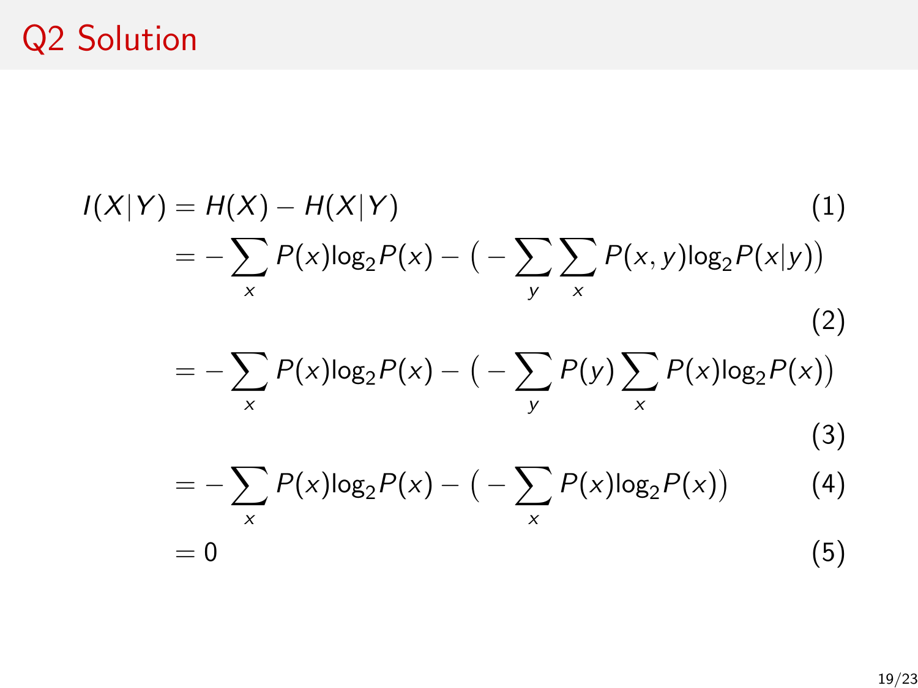# Q2 Solution

$$
\begin{aligned}
I(X|Y) &= H(X) - H(X|Y) && (1)\\
&= -\sum_x P(x)\log_2 P(x) - \big(-\sum_y \sum_x P(x,y)\log_2 P(x|y)\big) && (2)\\
&= -\sum_x P(x)\log_2 P(x) - \big(-\sum_y P(y) \sum_x P(x)\log_2 P(x)\big) && (3)\\
&= -\sum_x P(x)\log_2 P(x) - \big(-\sum_x P(x)\log_2 P(x)\big) && (4)\\
&= 0 && (5)
\end{aligned}
$$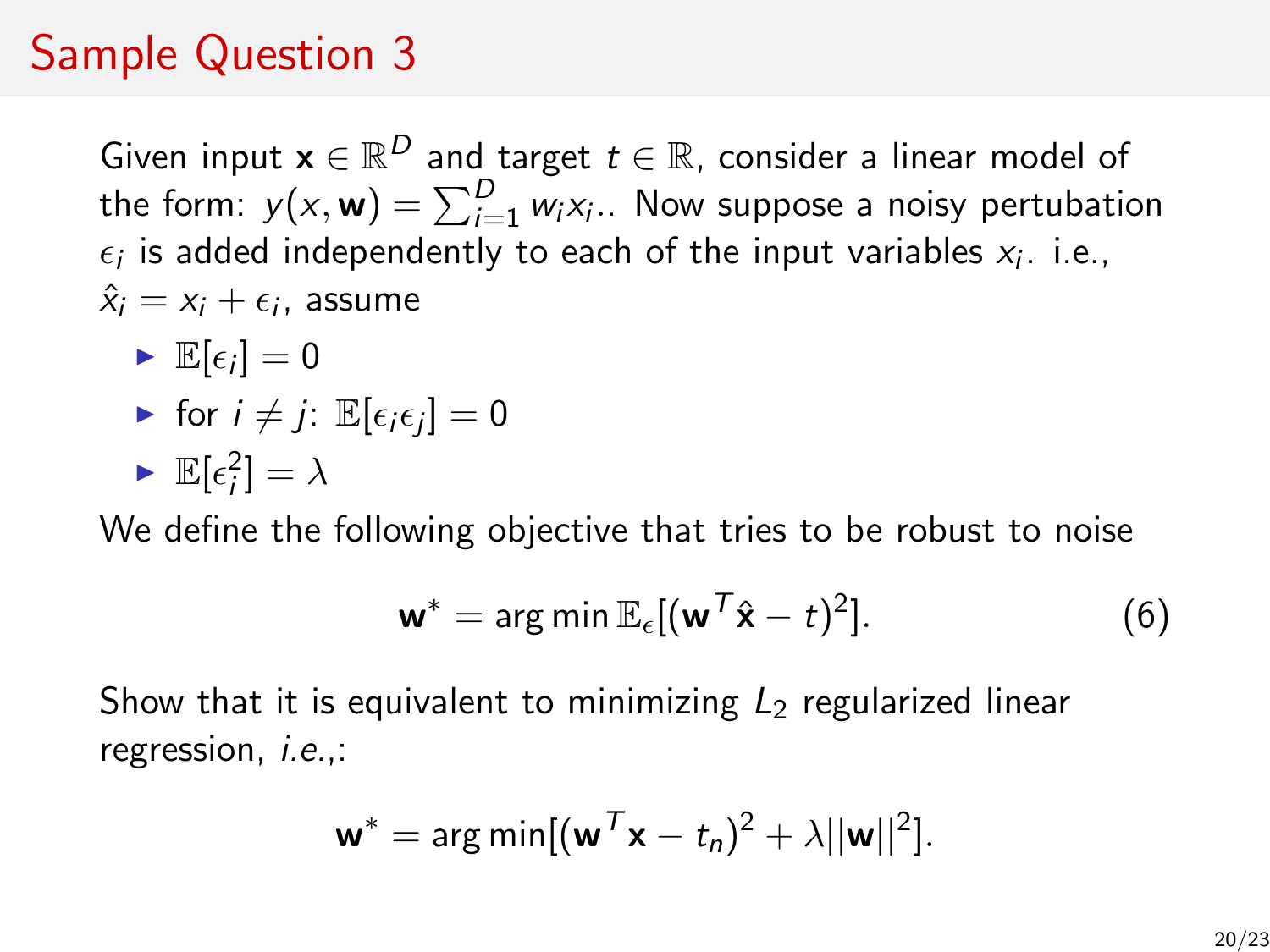# Sample Question 3

Given input $\mathbf{x} \in \mathbb{R}^D$ and target $t \in \mathbb{R}$, consider a linear model of the form: $y(x, \mathbf{w}) = \sum_{i=1}^{D} w_i x_i$.. Now suppose a noisy pertubation $\epsilon_i$ is added independently to each of the input variables $x_i$. i.e., $\hat{x}_i = x_i + \epsilon_i$, assume

- $\mathbb{E}[\epsilon_i] = 0$
- for $i \neq j$: $\mathbb{E}[\epsilon_i \epsilon_j] = 0$
- $\mathbb{E}[\epsilon_i^2] = \lambda$

We define the following objective that tries to be robust to noise

$$\mathbf{w}^* = \arg\min \mathbb{E}_\epsilon[(\mathbf{w}^T \hat{\mathbf{x}} - t)^2]. \tag{6}$$

Show that it is equivalent to minimizing $L_2$ regularized linear regression, *i.e.*,:

$$\mathbf{w}^* = \arg\min[(\mathbf{w}^T \mathbf{x} - t_n)^2 + \lambda ||\mathbf{w}||^2].$$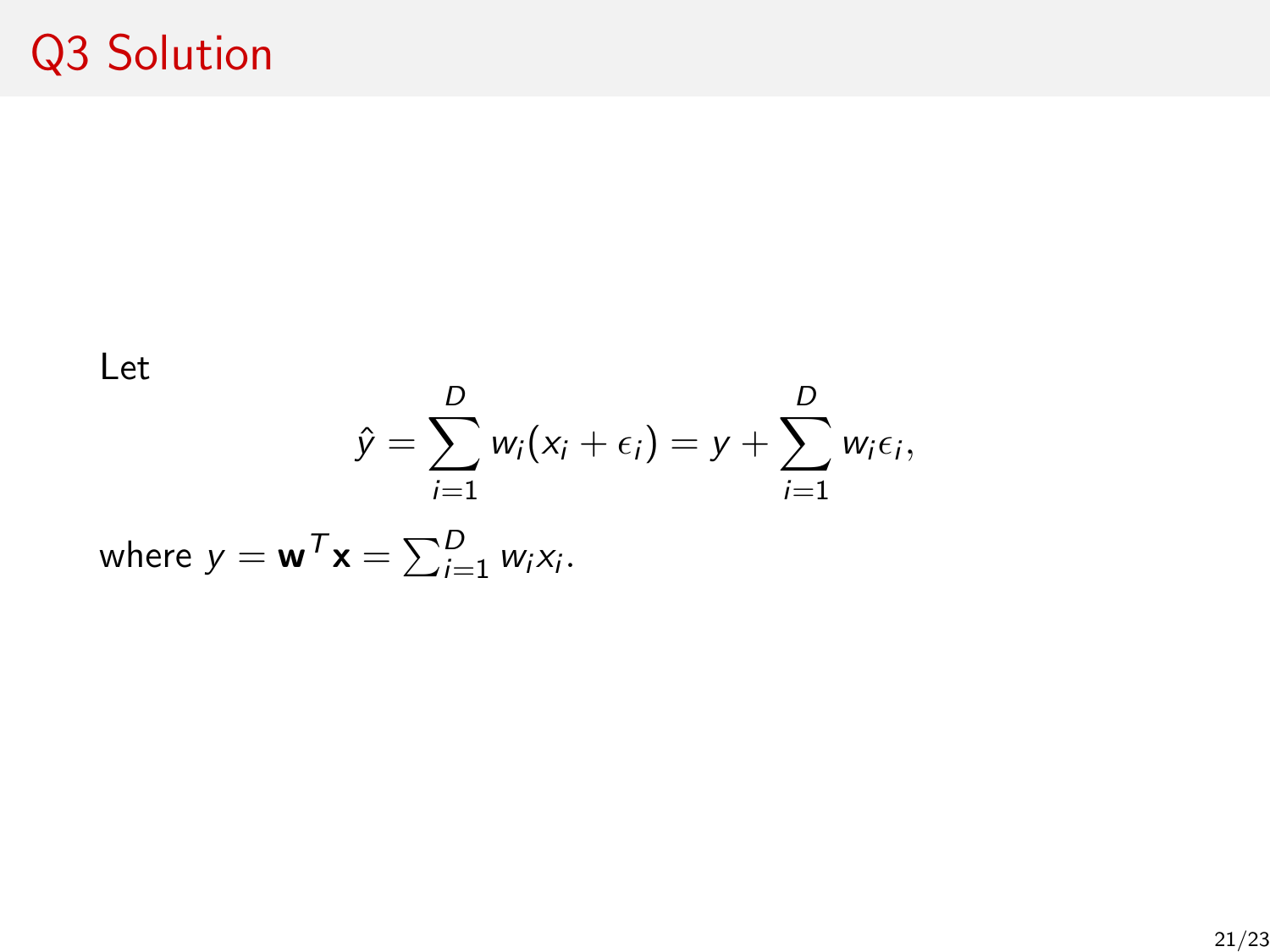# Q3 Solution

Let

$$\hat{y} = \sum_{i=1}^{D} w_i(x_i + \epsilon_i) = y + \sum_{i=1}^{D} w_i \epsilon_i,$$

where $y = \mathbf{w}^T \mathbf{x} = \sum_{i=1}^{D} w_i x_i$.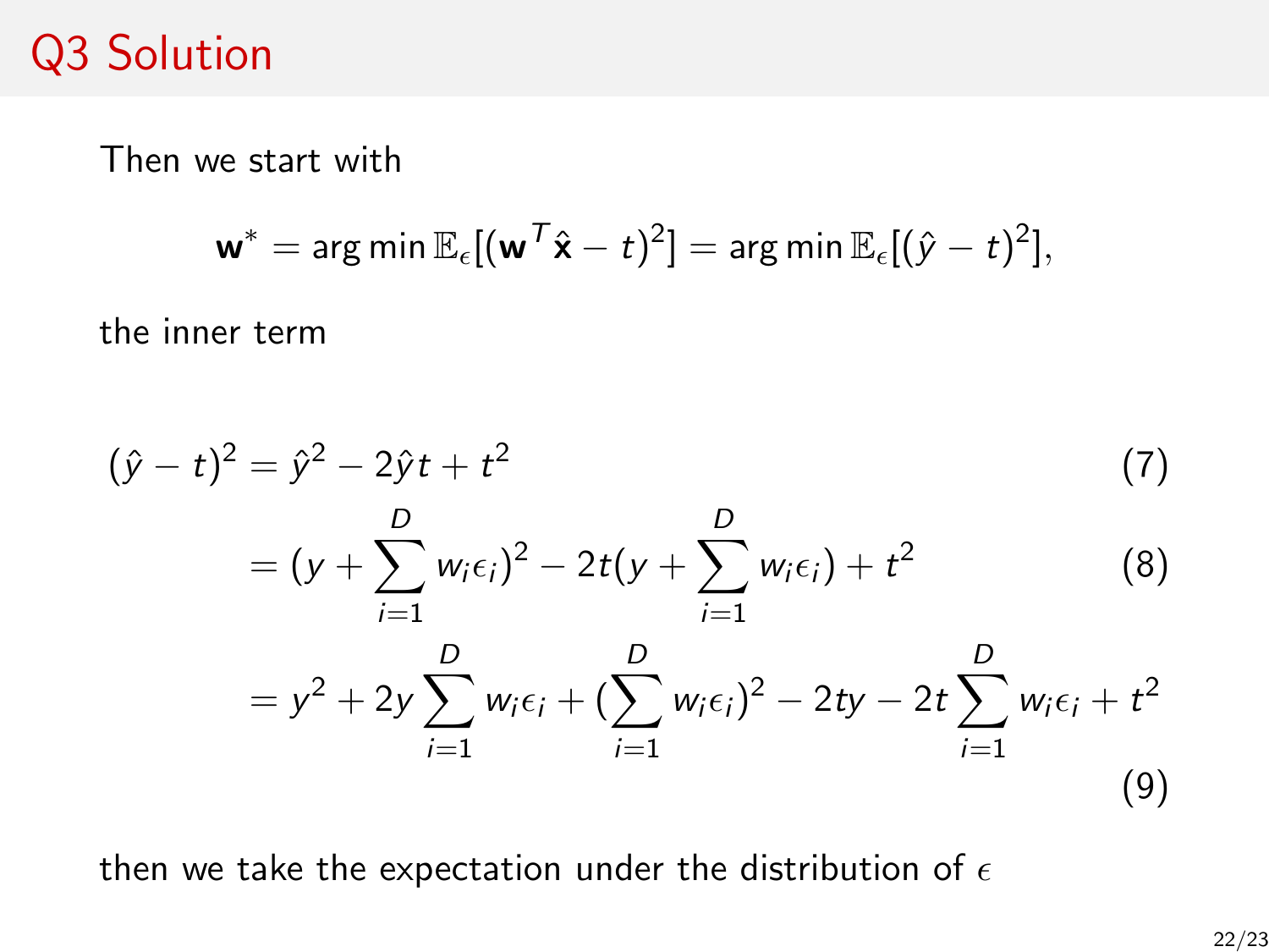# Q3 Solution

Then we start with

$$\mathbf{w}^* = \arg\min \mathbb{E}_\epsilon[(\mathbf{w}^T\hat{\mathbf{x}} - t)^2] = \arg\min \mathbb{E}_\epsilon[(\hat{y} - t)^2],$$

the inner term

$$
\begin{aligned}
(\hat{y} - t)^2 &= \hat{y}^2 - 2\hat{y}t + t^2 && (7)\\
&= (y + \sum_{i=1}^{D} w_i\epsilon_i)^2 - 2t(y + \sum_{i=1}^{D} w_i\epsilon_i) + t^2 && (8)\\
&= y^2 + 2y\sum_{i=1}^{D} w_i\epsilon_i + (\sum_{i=1}^{D} w_i\epsilon_i)^2 - 2ty - 2t\sum_{i=1}^{D} w_i\epsilon_i + t^2 && (9)
\end{aligned}
$$

then we take the expectation under the distribution of $\epsilon$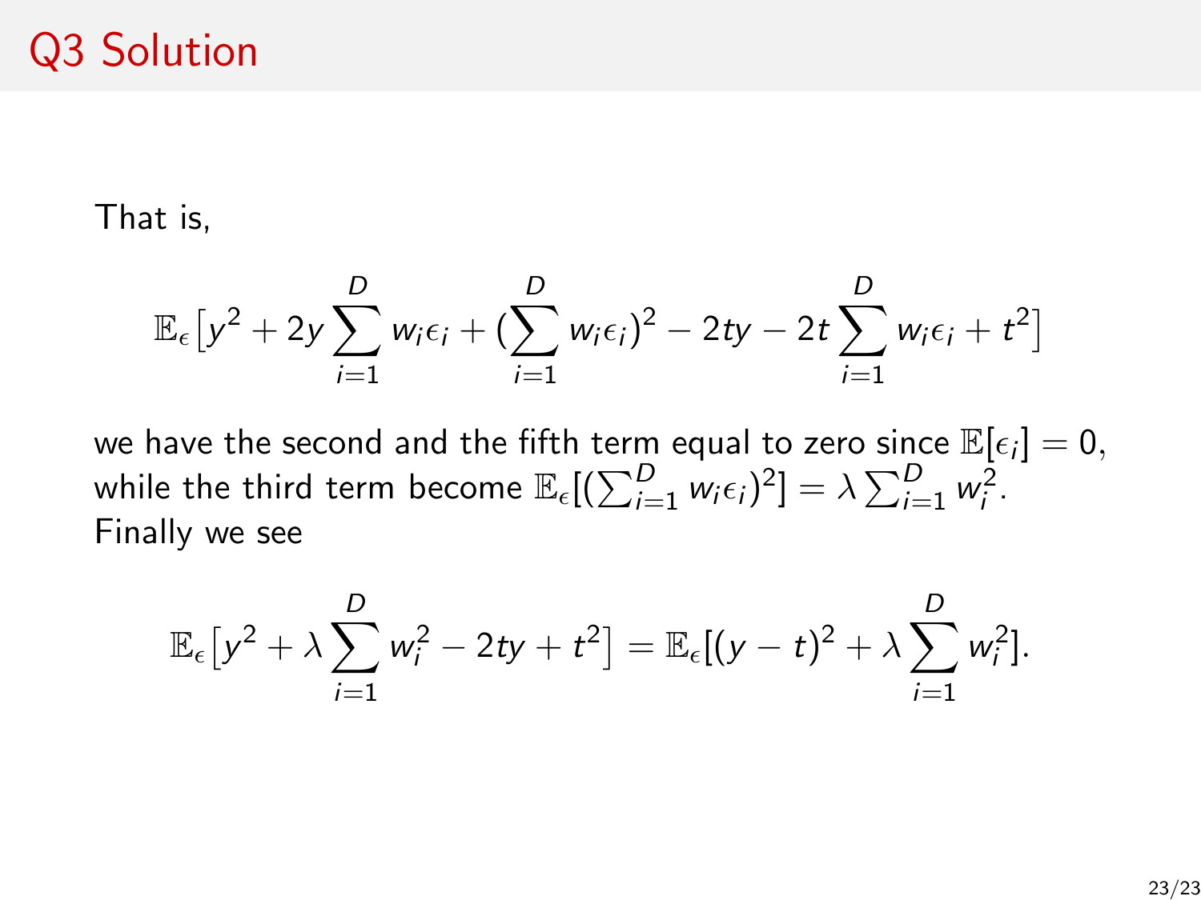# Q3 Solution

That is,

$$\mathbb{E}_\epsilon\big[y^2 + 2y\sum_{i=1}^{D} w_i\epsilon_i + (\sum_{i=1}^{D} w_i\epsilon_i)^2 - 2ty - 2t\sum_{i=1}^{D} w_i\epsilon_i + t^2\big]$$

we have the second and the fifth term equal to zero since $\mathbb{E}[\epsilon_i] = 0$, while the third term become $\mathbb{E}_\epsilon[(\sum_{i=1}^{D} w_i\epsilon_i)^2] = \lambda\sum_{i=1}^{D} w_i^2$.
Finally we see

$$\mathbb{E}_\epsilon\big[y^2 + \lambda\sum_{i=1}^{D} w_i^2 - 2ty + t^2\big] = \mathbb{E}_\epsilon[(y-t)^2 + \lambda\sum_{i=1}^{D} w_i^2].$$